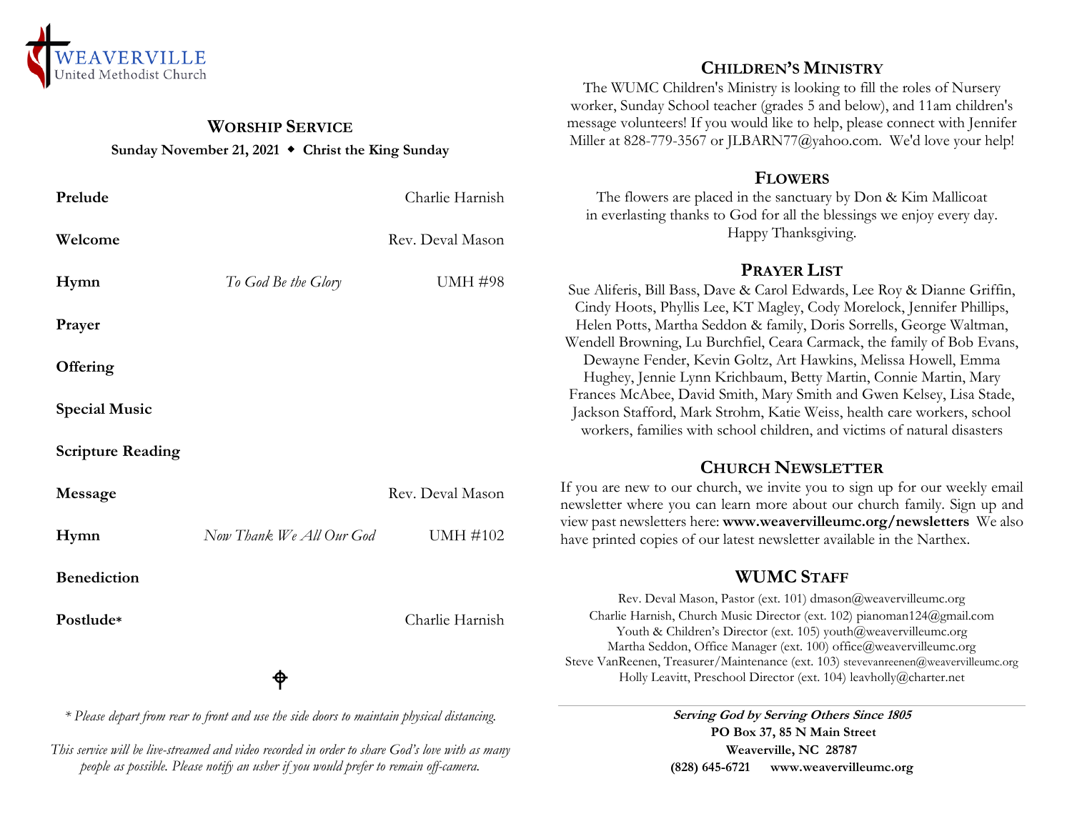WEAVERVILLE
United Methodist Church

## WORSHIP SERVICE

**Sunday November 21, 2021 ◆ Christ the King Sunday**

| | | |
|---|---|---|
| **Prelude** | | Charlie Harnish |
| **Welcome** | | Rev. Deval Mason |
| **Hymn** | *To God Be the Glory* | UMH #98 |
| **Prayer** | | |
| **Offering** | | |
| **Special Music** | | |
| **Scripture Reading** | | |
| **Message** | | Rev. Deval Mason |
| **Hymn** | *Now Thank We All Our God* | UMH #102 |
| **Benediction** | | |
| **Postlude*** | | Charlie Harnish |

*\* Please depart from rear to front and use the side doors to maintain physical distancing.*

*This service will be live-streamed and video recorded in order to share God's love with as many people as possible. Please notify an usher if you would prefer to remain off-camera.*

## CHILDREN'S MINISTRY

The WUMC Children's Ministry is looking to fill the roles of Nursery worker, Sunday School teacher (grades 5 and below), and 11am children's message volunteers! If you would like to help, please connect with Jennifer Miller at 828-779-3567 or JLBARN77@yahoo.com. We'd love your help!

## FLOWERS

The flowers are placed in the sanctuary by Don & Kim Mallicoat in everlasting thanks to God for all the blessings we enjoy every day. Happy Thanksgiving.

## PRAYER LIST

Sue Aliferis, Bill Bass, Dave & Carol Edwards, Lee Roy & Dianne Griffin, Cindy Hoots, Phyllis Lee, KT Magley, Cody Morelock, Jennifer Phillips, Helen Potts, Martha Seddon & family, Doris Sorrells, George Waltman, Wendell Browning, Lu Burchfiel, Ceara Carmack, the family of Bob Evans, Dewayne Fender, Kevin Goltz, Art Hawkins, Melissa Howell, Emma Hughey, Jennie Lynn Krichbaum, Betty Martin, Connie Martin, Mary Frances McAbee, David Smith, Mary Smith and Gwen Kelsey, Lisa Stade, Jackson Stafford, Mark Strohm, Katie Weiss, health care workers, school workers, families with school children, and victims of natural disasters

## CHURCH NEWSLETTER

If you are new to our church, we invite you to sign up for our weekly email newsletter where you can learn more about our church family. Sign up and view past newsletters here: **www.weavervilleumc.org/newsletters** We also have printed copies of our latest newsletter available in the Narthex.

## WUMC STAFF

Rev. Deval Mason, Pastor (ext. 101) dmason@weavervilleumc.org
Charlie Harnish, Church Music Director (ext. 102) pianoman124@gmail.com
Youth & Children's Director (ext. 105) youth@weavervilleumc.org
Martha Seddon, Office Manager (ext. 100) office@weavervilleumc.org
Steve VanReenen, Treasurer/Maintenance (ext. 103) stevevanreenen@weavervilleumc.org
Holly Leavitt, Preschool Director (ext. 104) leavholly@charter.net

***Serving God by Serving Others Since 1805***
**PO Box 37, 85 N Main Street**
**Weaverville, NC 28787**
**(828) 645-6721 www.weavervilleumc.org**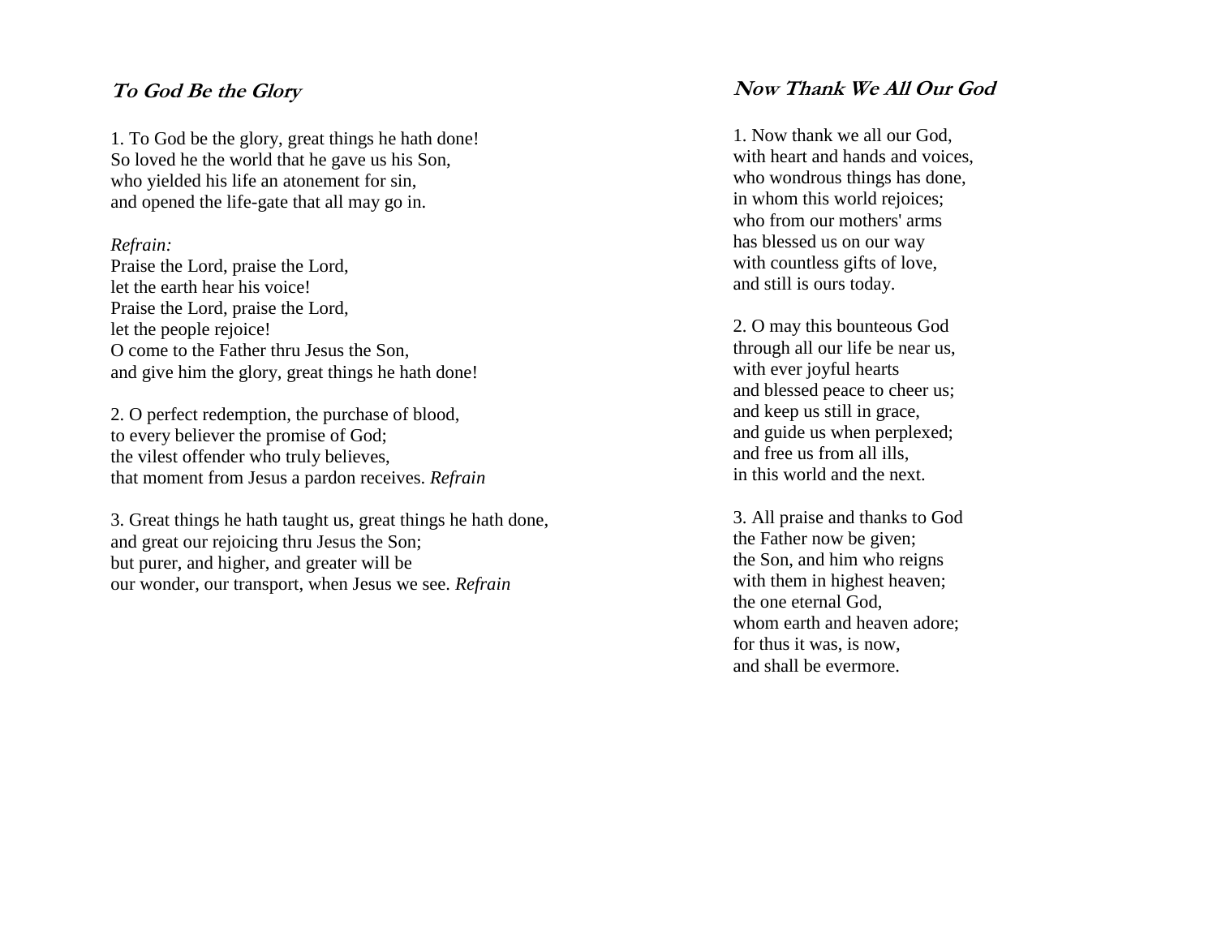## *To God Be the Glory*

1. To God be the glory, great things he hath done!
So loved he the world that he gave us his Son,
who yielded his life an atonement for sin,
and opened the life-gate that all may go in.

*Refrain:*
Praise the Lord, praise the Lord,
let the earth hear his voice!
Praise the Lord, praise the Lord,
let the people rejoice!
O come to the Father thru Jesus the Son,
and give him the glory, great things he hath done!

2. O perfect redemption, the purchase of blood,
to every believer the promise of God;
the vilest offender who truly believes,
that moment from Jesus a pardon receives. *Refrain*

3. Great things he hath taught us, great things he hath done,
and great our rejoicing thru Jesus the Son;
but purer, and higher, and greater will be
our wonder, our transport, when Jesus we see. *Refrain*

## *Now Thank We All Our God*

1. Now thank we all our God,
with heart and hands and voices,
who wondrous things has done,
in whom this world rejoices;
who from our mothers' arms
has blessed us on our way
with countless gifts of love,
and still is ours today.

2. O may this bounteous God
through all our life be near us,
with ever joyful hearts
and blessed peace to cheer us;
and keep us still in grace,
and guide us when perplexed;
and free us from all ills,
in this world and the next.

3. All praise and thanks to God
the Father now be given;
the Son, and him who reigns
with them in highest heaven;
the one eternal God,
whom earth and heaven adore;
for thus it was, is now,
and shall be evermore.